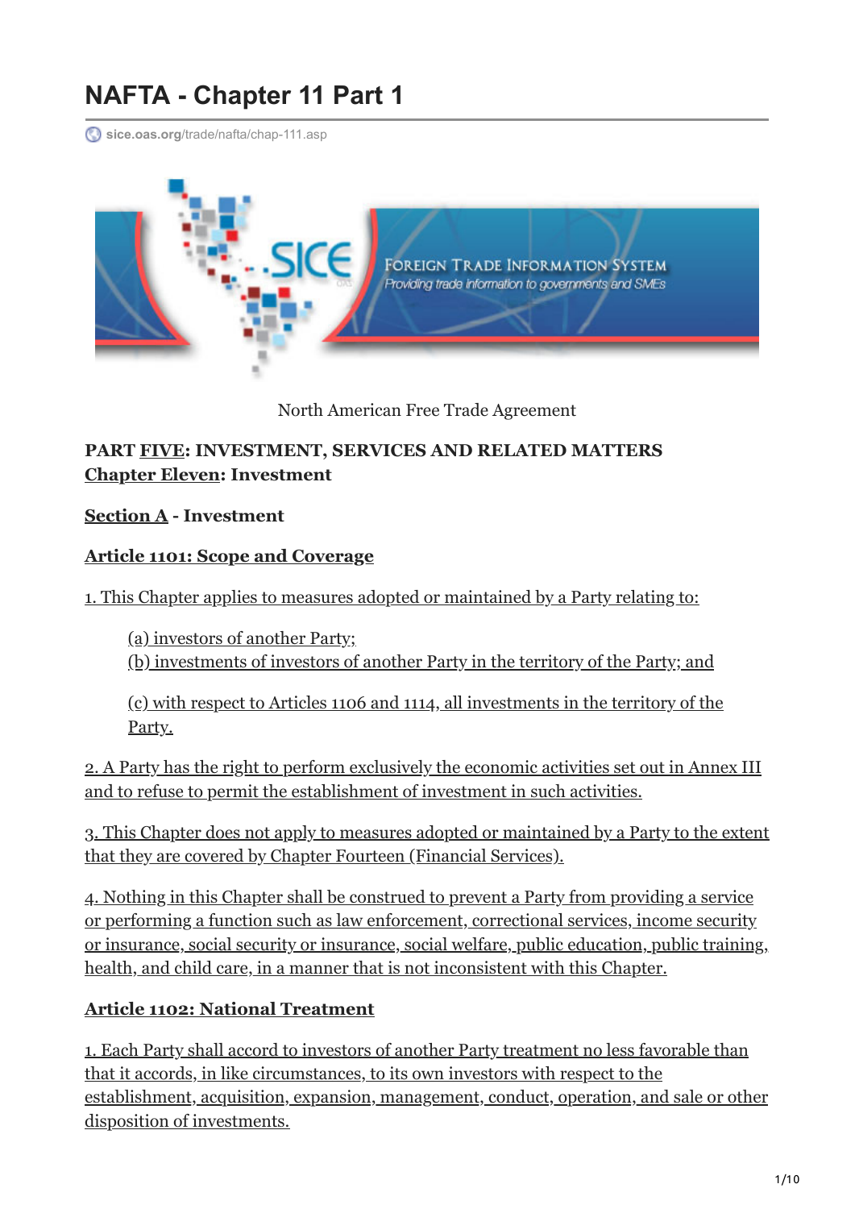# NAFTA - Chapter 11 Part 1

sice.oas.org/trade/nafta/chap-111.asp

North American Free Trade Agreement

**PART FIVE: INVESTMENT, SERVICES AND RELATED MATTERS**
**Chapter Eleven: Investment**

**Section A - Investment**

**Article 1101: Scope and Coverage**

1. This Chapter applies to measures adopted or maintained by a Party relating to:

   (a) investors of another Party;
   (b) investments of investors of another Party in the territory of the Party; and

   (c) with respect to Articles 1106 and 1114, all investments in the territory of the Party.

2. A Party has the right to perform exclusively the economic activities set out in Annex III and to refuse to permit the establishment of investment in such activities.

3. This Chapter does not apply to measures adopted or maintained by a Party to the extent that they are covered by Chapter Fourteen (Financial Services).

4. Nothing in this Chapter shall be construed to prevent a Party from providing a service or performing a function such as law enforcement, correctional services, income security or insurance, social security or insurance, social welfare, public education, public training, health, and child care, in a manner that is not inconsistent with this Chapter.

**Article 1102: National Treatment**

1. Each Party shall accord to investors of another Party treatment no less favorable than that it accords, in like circumstances, to its own investors with respect to the establishment, acquisition, expansion, management, conduct, operation, and sale or other disposition of investments.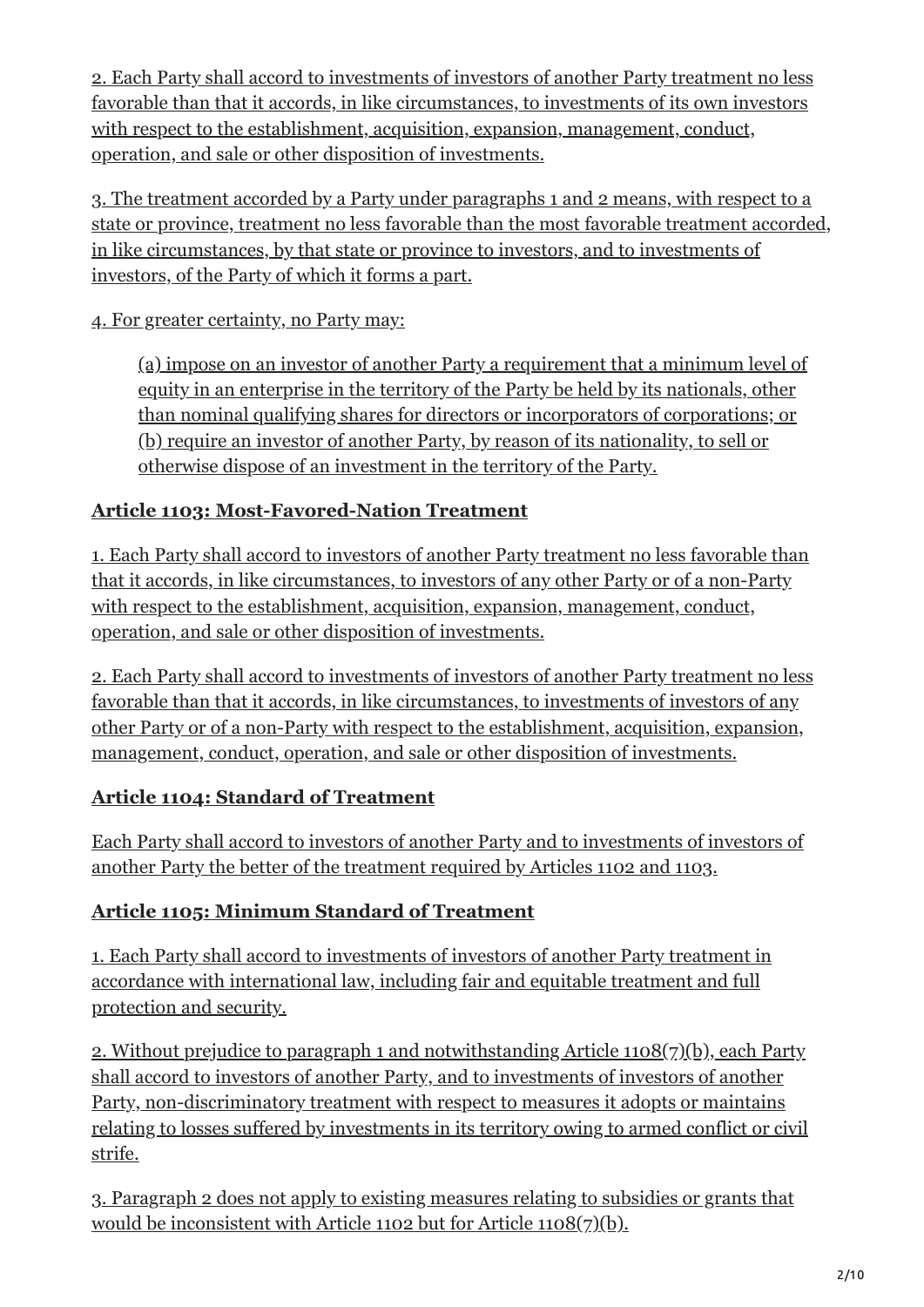2. Each Party shall accord to investments of investors of another Party treatment no less favorable than that it accords, in like circumstances, to investments of its own investors with respect to the establishment, acquisition, expansion, management, conduct, operation, and sale or other disposition of investments.

3. The treatment accorded by a Party under paragraphs 1 and 2 means, with respect to a state or province, treatment no less favorable than the most favorable treatment accorded, in like circumstances, by that state or province to investors, and to investments of investors, of the Party of which it forms a part.

4. For greater certainty, no Party may:

> (a) impose on an investor of another Party a requirement that a minimum level of equity in an enterprise in the territory of the Party be held by its nationals, other than nominal qualifying shares for directors or incorporators of corporations; or
> (b) require an investor of another Party, by reason of its nationality, to sell or otherwise dispose of an investment in the territory of the Party.

**Article 1103: Most-Favored-Nation Treatment**

1. Each Party shall accord to investors of another Party treatment no less favorable than that it accords, in like circumstances, to investors of any other Party or of a non-Party with respect to the establishment, acquisition, expansion, management, conduct, operation, and sale or other disposition of investments.

2. Each Party shall accord to investments of investors of another Party treatment no less favorable than that it accords, in like circumstances, to investments of investors of any other Party or of a non-Party with respect to the establishment, acquisition, expansion, management, conduct, operation, and sale or other disposition of investments.

**Article 1104: Standard of Treatment**

Each Party shall accord to investors of another Party and to investments of investors of another Party the better of the treatment required by Articles 1102 and 1103.

**Article 1105: Minimum Standard of Treatment**

1. Each Party shall accord to investments of investors of another Party treatment in accordance with international law, including fair and equitable treatment and full protection and security.

2. Without prejudice to paragraph 1 and notwithstanding Article 1108(7)(b), each Party shall accord to investors of another Party, and to investments of investors of another Party, non-discriminatory treatment with respect to measures it adopts or maintains relating to losses suffered by investments in its territory owing to armed conflict or civil strife.

3. Paragraph 2 does not apply to existing measures relating to subsidies or grants that would be inconsistent with Article 1102 but for Article 1108(7)(b).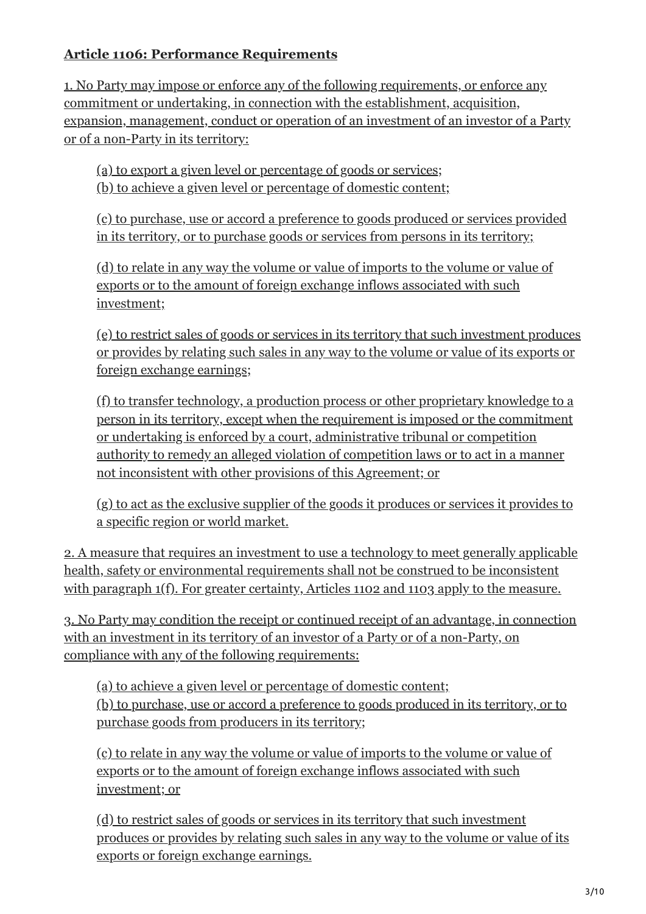**Article 1106: Performance Requirements**

1. No Party may impose or enforce any of the following requirements, or enforce any commitment or undertaking, in connection with the establishment, acquisition, expansion, management, conduct or operation of an investment of an investor of a Party or of a non-Party in its territory:

(a) to export a given level or percentage of goods or services;
(b) to achieve a given level or percentage of domestic content;

(c) to purchase, use or accord a preference to goods produced or services provided in its territory, or to purchase goods or services from persons in its territory;

(d) to relate in any way the volume or value of imports to the volume or value of exports or to the amount of foreign exchange inflows associated with such investment;

(e) to restrict sales of goods or services in its territory that such investment produces or provides by relating such sales in any way to the volume or value of its exports or foreign exchange earnings;

(f) to transfer technology, a production process or other proprietary knowledge to a person in its territory, except when the requirement is imposed or the commitment or undertaking is enforced by a court, administrative tribunal or competition authority to remedy an alleged violation of competition laws or to act in a manner not inconsistent with other provisions of this Agreement; or

(g) to act as the exclusive supplier of the goods it produces or services it provides to a specific region or world market.

2. A measure that requires an investment to use a technology to meet generally applicable health, safety or environmental requirements shall not be construed to be inconsistent with paragraph 1(f). For greater certainty, Articles 1102 and 1103 apply to the measure.

3. No Party may condition the receipt or continued receipt of an advantage, in connection with an investment in its territory of an investor of a Party or of a non-Party, on compliance with any of the following requirements:

(a) to achieve a given level or percentage of domestic content;
(b) to purchase, use or accord a preference to goods produced in its territory, or to purchase goods from producers in its territory;

(c) to relate in any way the volume or value of imports to the volume or value of exports or to the amount of foreign exchange inflows associated with such investment; or

(d) to restrict sales of goods or services in its territory that such investment produces or provides by relating such sales in any way to the volume or value of its exports or foreign exchange earnings.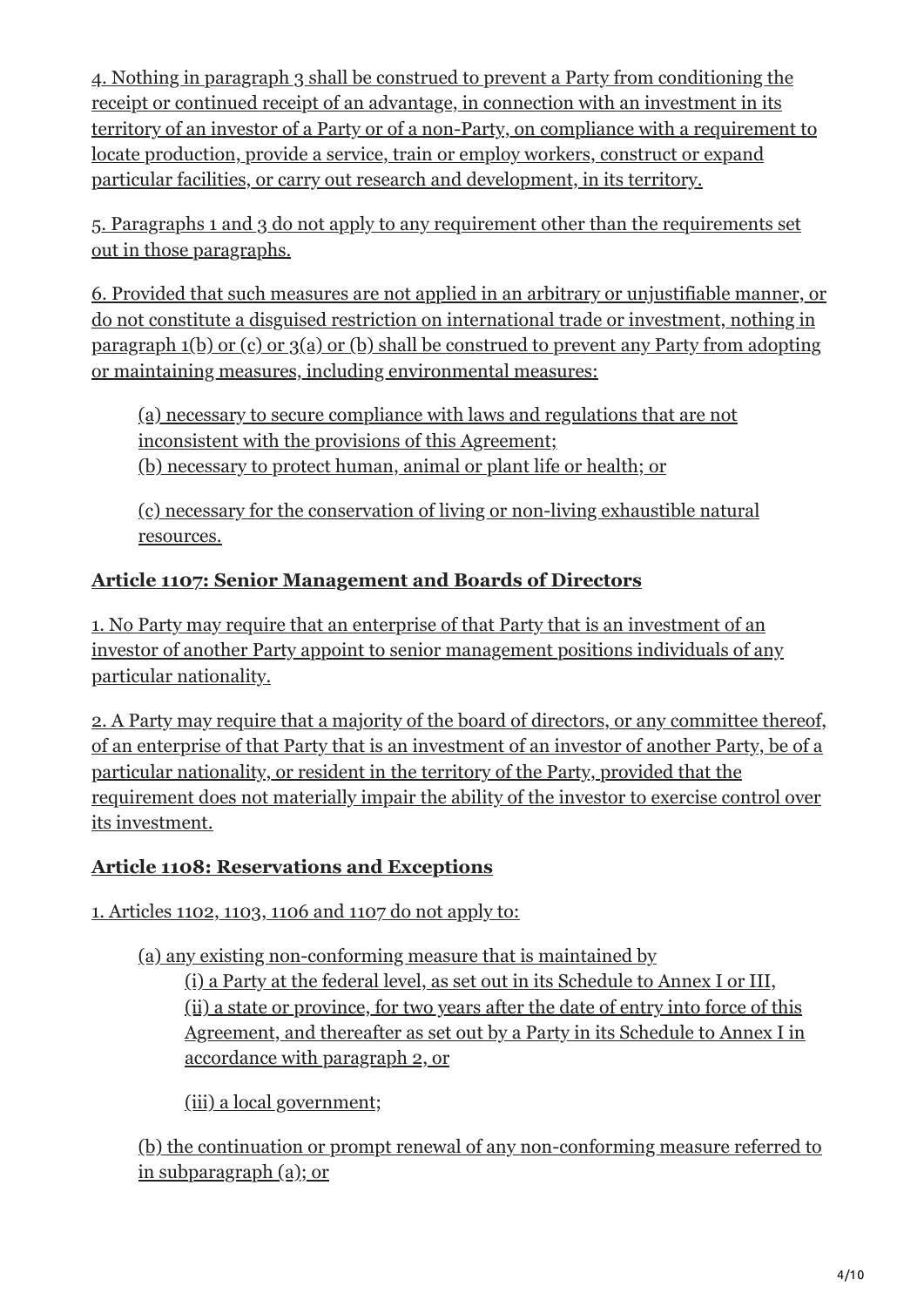4. Nothing in paragraph 3 shall be construed to prevent a Party from conditioning the receipt or continued receipt of an advantage, in connection with an investment in its territory of an investor of a Party or of a non-Party, on compliance with a requirement to locate production, provide a service, train or employ workers, construct or expand particular facilities, or carry out research and development, in its territory.

5. Paragraphs 1 and 3 do not apply to any requirement other than the requirements set out in those paragraphs.

6. Provided that such measures are not applied in an arbitrary or unjustifiable manner, or do not constitute a disguised restriction on international trade or investment, nothing in paragraph 1(b) or (c) or 3(a) or (b) shall be construed to prevent any Party from adopting or maintaining measures, including environmental measures:

(a) necessary to secure compliance with laws and regulations that are not inconsistent with the provisions of this Agreement;
(b) necessary to protect human, animal or plant life or health; or

(c) necessary for the conservation of living or non-living exhaustible natural resources.

**Article 1107: Senior Management and Boards of Directors**

1. No Party may require that an enterprise of that Party that is an investment of an investor of another Party appoint to senior management positions individuals of any particular nationality.

2. A Party may require that a majority of the board of directors, or any committee thereof, of an enterprise of that Party that is an investment of an investor of another Party, be of a particular nationality, or resident in the territory of the Party, provided that the requirement does not materially impair the ability of the investor to exercise control over its investment.

**Article 1108: Reservations and Exceptions**

1. Articles 1102, 1103, 1106 and 1107 do not apply to:

(a) any existing non-conforming measure that is maintained by
(i) a Party at the federal level, as set out in its Schedule to Annex I or III,
(ii) a state or province, for two years after the date of entry into force of this Agreement, and thereafter as set out by a Party in its Schedule to Annex I in accordance with paragraph 2, or

(iii) a local government;

(b) the continuation or prompt renewal of any non-conforming measure referred to in subparagraph (a); or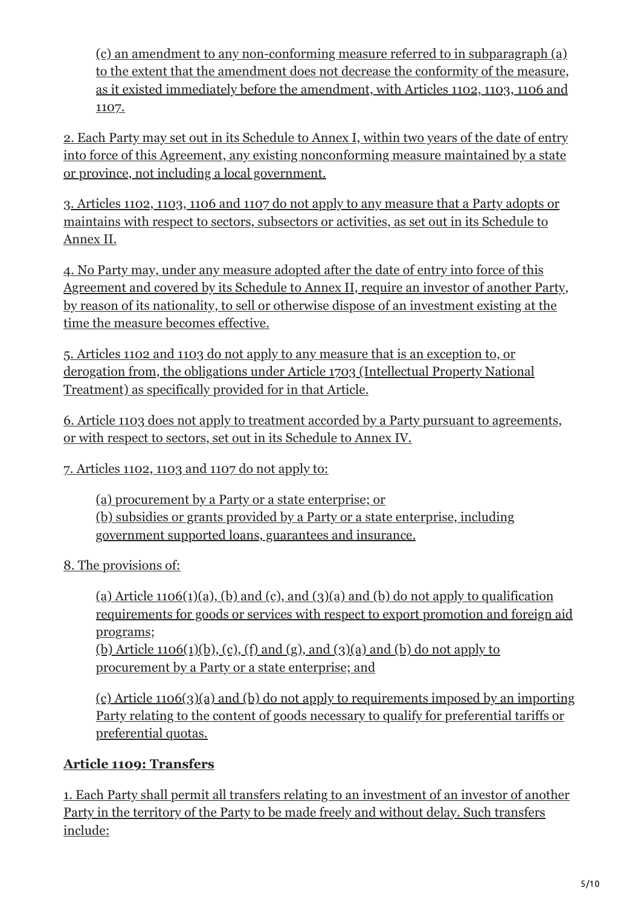(c) an amendment to any non-conforming measure referred to in subparagraph (a) to the extent that the amendment does not decrease the conformity of the measure, as it existed immediately before the amendment, with Articles 1102, 1103, 1106 and 1107.

2. Each Party may set out in its Schedule to Annex I, within two years of the date of entry into force of this Agreement, any existing nonconforming measure maintained by a state or province, not including a local government.

3. Articles 1102, 1103, 1106 and 1107 do not apply to any measure that a Party adopts or maintains with respect to sectors, subsectors or activities, as set out in its Schedule to Annex II.

4. No Party may, under any measure adopted after the date of entry into force of this Agreement and covered by its Schedule to Annex II, require an investor of another Party, by reason of its nationality, to sell or otherwise dispose of an investment existing at the time the measure becomes effective.

5. Articles 1102 and 1103 do not apply to any measure that is an exception to, or derogation from, the obligations under Article 1703 (Intellectual Property National Treatment) as specifically provided for in that Article.

6. Article 1103 does not apply to treatment accorded by a Party pursuant to agreements, or with respect to sectors, set out in its Schedule to Annex IV.

7. Articles 1102, 1103 and 1107 do not apply to:

(a) procurement by a Party or a state enterprise; or
(b) subsidies or grants provided by a Party or a state enterprise, including government supported loans, guarantees and insurance.

8. The provisions of:

(a) Article 1106(1)(a), (b) and (c), and (3)(a) and (b) do not apply to qualification requirements for goods or services with respect to export promotion and foreign aid programs;
(b) Article 1106(1)(b), (c), (f) and (g), and (3)(a) and (b) do not apply to procurement by a Party or a state enterprise; and

(c) Article 1106(3)(a) and (b) do not apply to requirements imposed by an importing Party relating to the content of goods necessary to qualify for preferential tariffs or preferential quotas.

**Article 1109: Transfers**

1. Each Party shall permit all transfers relating to an investment of an investor of another Party in the territory of the Party to be made freely and without delay. Such transfers include: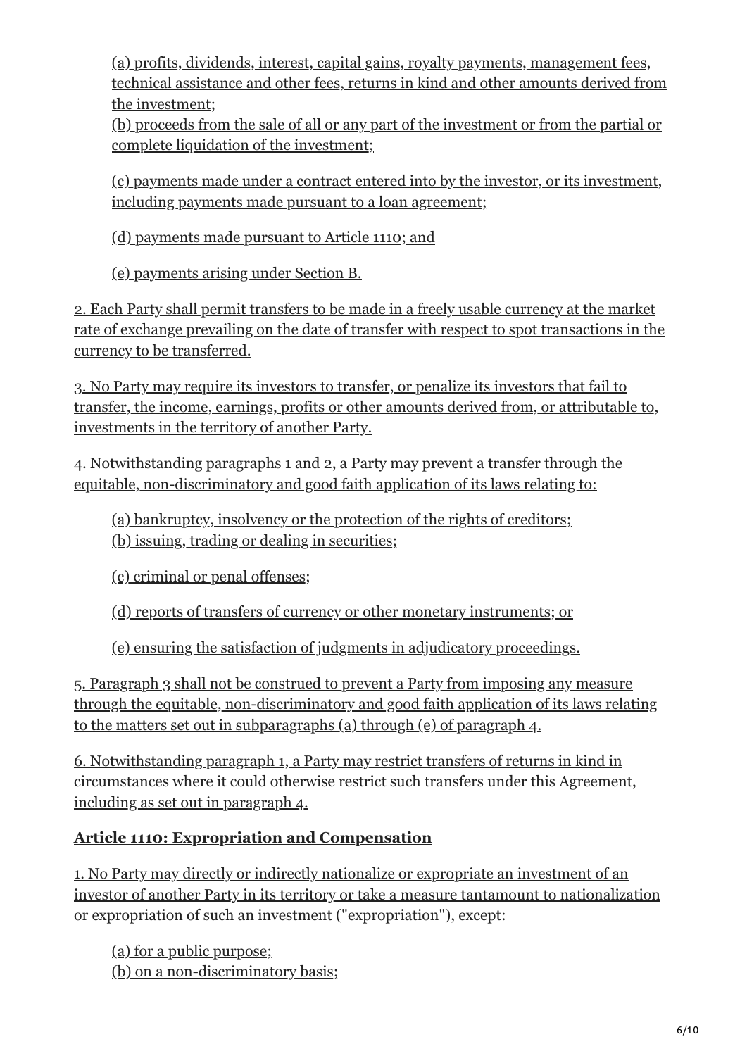(a) profits, dividends, interest, capital gains, royalty payments, management fees, technical assistance and other fees, returns in kind and other amounts derived from the investment;

(b) proceeds from the sale of all or any part of the investment or from the partial or complete liquidation of the investment;

(c) payments made under a contract entered into by the investor, or its investment, including payments made pursuant to a loan agreement;

(d) payments made pursuant to Article 1110; and

(e) payments arising under Section B.

2. Each Party shall permit transfers to be made in a freely usable currency at the market rate of exchange prevailing on the date of transfer with respect to spot transactions in the currency to be transferred.

3. No Party may require its investors to transfer, or penalize its investors that fail to transfer, the income, earnings, profits or other amounts derived from, or attributable to, investments in the territory of another Party.

4. Notwithstanding paragraphs 1 and 2, a Party may prevent a transfer through the equitable, non-discriminatory and good faith application of its laws relating to:

(a) bankruptcy, insolvency or the protection of the rights of creditors;

(b) issuing, trading or dealing in securities;

(c) criminal or penal offenses;

(d) reports of transfers of currency or other monetary instruments; or

(e) ensuring the satisfaction of judgments in adjudicatory proceedings.

5. Paragraph 3 shall not be construed to prevent a Party from imposing any measure through the equitable, non-discriminatory and good faith application of its laws relating to the matters set out in subparagraphs (a) through (e) of paragraph 4.

6. Notwithstanding paragraph 1, a Party may restrict transfers of returns in kind in circumstances where it could otherwise restrict such transfers under this Agreement, including as set out in paragraph 4.

**Article 1110: Expropriation and Compensation**

1. No Party may directly or indirectly nationalize or expropriate an investment of an investor of another Party in its territory or take a measure tantamount to nationalization or expropriation of such an investment ("expropriation"), except:

(a) for a public purpose;

(b) on a non-discriminatory basis;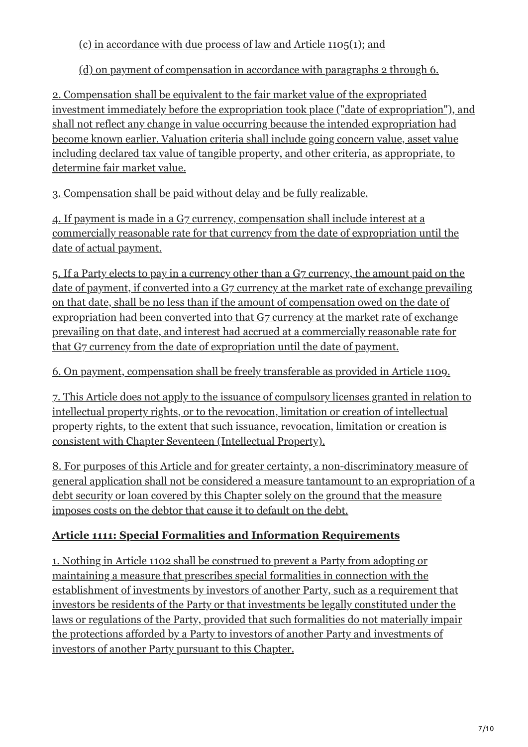(c) in accordance with due process of law and Article 1105(1); and

(d) on payment of compensation in accordance with paragraphs 2 through 6.

2. Compensation shall be equivalent to the fair market value of the expropriated investment immediately before the expropriation took place ("date of expropriation"), and shall not reflect any change in value occurring because the intended expropriation had become known earlier. Valuation criteria shall include going concern value, asset value including declared tax value of tangible property, and other criteria, as appropriate, to determine fair market value.

3. Compensation shall be paid without delay and be fully realizable.

4. If payment is made in a G7 currency, compensation shall include interest at a commercially reasonable rate for that currency from the date of expropriation until the date of actual payment.

5. If a Party elects to pay in a currency other than a G7 currency, the amount paid on the date of payment, if converted into a G7 currency at the market rate of exchange prevailing on that date, shall be no less than if the amount of compensation owed on the date of expropriation had been converted into that G7 currency at the market rate of exchange prevailing on that date, and interest had accrued at a commercially reasonable rate for that G7 currency from the date of expropriation until the date of payment.

6. On payment, compensation shall be freely transferable as provided in Article 1109.

7. This Article does not apply to the issuance of compulsory licenses granted in relation to intellectual property rights, or to the revocation, limitation or creation of intellectual property rights, to the extent that such issuance, revocation, limitation or creation is consistent with Chapter Seventeen (Intellectual Property).

8. For purposes of this Article and for greater certainty, a non-discriminatory measure of general application shall not be considered a measure tantamount to an expropriation of a debt security or loan covered by this Chapter solely on the ground that the measure imposes costs on the debtor that cause it to default on the debt.

**Article 1111: Special Formalities and Information Requirements**

1. Nothing in Article 1102 shall be construed to prevent a Party from adopting or maintaining a measure that prescribes special formalities in connection with the establishment of investments by investors of another Party, such as a requirement that investors be residents of the Party or that investments be legally constituted under the laws or regulations of the Party, provided that such formalities do not materially impair the protections afforded by a Party to investors of another Party and investments of investors of another Party pursuant to this Chapter.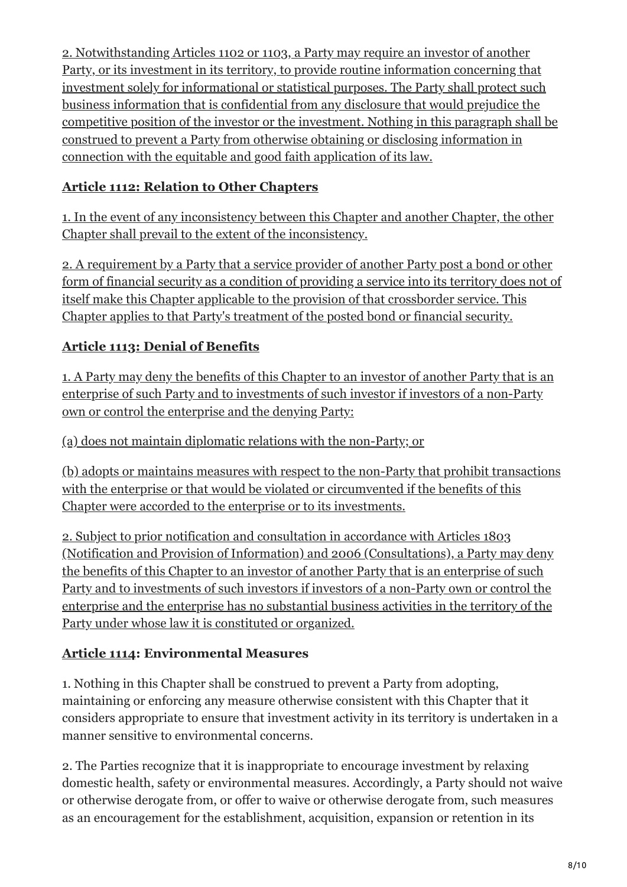2. Notwithstanding Articles 1102 or 1103, a Party may require an investor of another Party, or its investment in its territory, to provide routine information concerning that investment solely for informational or statistical purposes. The Party shall protect such business information that is confidential from any disclosure that would prejudice the competitive position of the investor or the investment. Nothing in this paragraph shall be construed to prevent a Party from otherwise obtaining or disclosing information in connection with the equitable and good faith application of its law.

### Article 1112: Relation to Other Chapters

1. In the event of any inconsistency between this Chapter and another Chapter, the other Chapter shall prevail to the extent of the inconsistency.

2. A requirement by a Party that a service provider of another Party post a bond or other form of financial security as a condition of providing a service into its territory does not of itself make this Chapter applicable to the provision of that crossborder service. This Chapter applies to that Party's treatment of the posted bond or financial security.

### Article 1113: Denial of Benefits

1. A Party may deny the benefits of this Chapter to an investor of another Party that is an enterprise of such Party and to investments of such investor if investors of a non-Party own or control the enterprise and the denying Party:

(a) does not maintain diplomatic relations with the non-Party; or

(b) adopts or maintains measures with respect to the non-Party that prohibit transactions with the enterprise or that would be violated or circumvented if the benefits of this Chapter were accorded to the enterprise or to its investments.

2. Subject to prior notification and consultation in accordance with Articles 1803 (Notification and Provision of Information) and 2006 (Consultations), a Party may deny the benefits of this Chapter to an investor of another Party that is an enterprise of such Party and to investments of such investors if investors of a non-Party own or control the enterprise and the enterprise has no substantial business activities in the territory of the Party under whose law it is constituted or organized.

### Article 1114: Environmental Measures

1. Nothing in this Chapter shall be construed to prevent a Party from adopting, maintaining or enforcing any measure otherwise consistent with this Chapter that it considers appropriate to ensure that investment activity in its territory is undertaken in a manner sensitive to environmental concerns.

2. The Parties recognize that it is inappropriate to encourage investment by relaxing domestic health, safety or environmental measures. Accordingly, a Party should not waive or otherwise derogate from, or offer to waive or otherwise derogate from, such measures as an encouragement for the establishment, acquisition, expansion or retention in its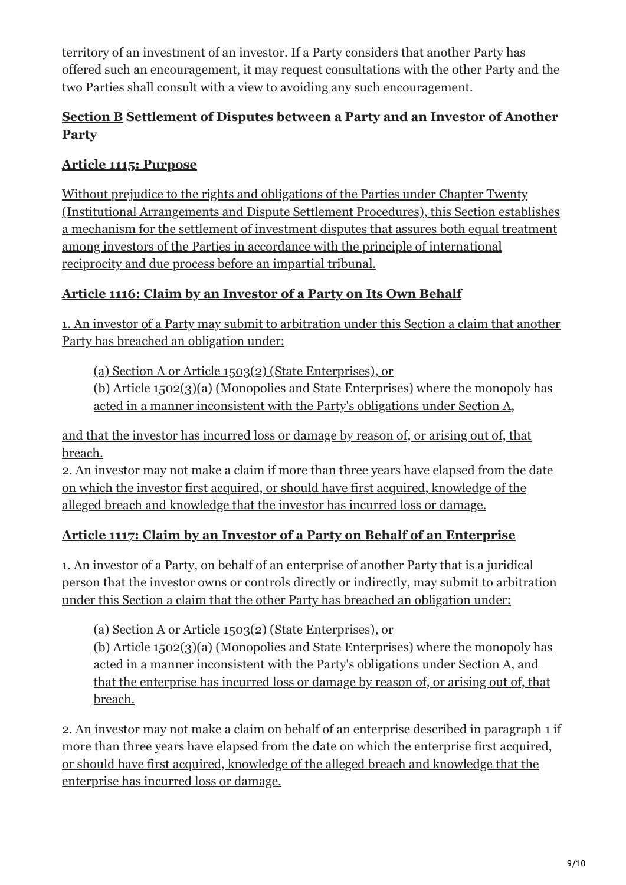territory of an investment of an investor. If a Party considers that another Party has offered such an encouragement, it may request consultations with the other Party and the two Parties shall consult with a view to avoiding any such encouragement.

## Section B Settlement of Disputes between a Party and an Investor of Another Party

### Article 1115: Purpose

Without prejudice to the rights and obligations of the Parties under Chapter Twenty (Institutional Arrangements and Dispute Settlement Procedures), this Section establishes a mechanism for the settlement of investment disputes that assures both equal treatment among investors of the Parties in accordance with the principle of international reciprocity and due process before an impartial tribunal.

### Article 1116: Claim by an Investor of a Party on Its Own Behalf

1. An investor of a Party may submit to arbitration under this Section a claim that another Party has breached an obligation under:

    (a) Section A or Article 1503(2) (State Enterprises), or
    (b) Article 1502(3)(a) (Monopolies and State Enterprises) where the monopoly has acted in a manner inconsistent with the Party's obligations under Section A,

and that the investor has incurred loss or damage by reason of, or arising out of, that breach.

2. An investor may not make a claim if more than three years have elapsed from the date on which the investor first acquired, or should have first acquired, knowledge of the alleged breach and knowledge that the investor has incurred loss or damage.

### Article 1117: Claim by an Investor of a Party on Behalf of an Enterprise

1. An investor of a Party, on behalf of an enterprise of another Party that is a juridical person that the investor owns or controls directly or indirectly, may submit to arbitration under this Section a claim that the other Party has breached an obligation under:

    (a) Section A or Article 1503(2) (State Enterprises), or
    (b) Article 1502(3)(a) (Monopolies and State Enterprises) where the monopoly has acted in a manner inconsistent with the Party's obligations under Section A, and that the enterprise has incurred loss or damage by reason of, or arising out of, that breach.

2. An investor may not make a claim on behalf of an enterprise described in paragraph 1 if more than three years have elapsed from the date on which the enterprise first acquired, or should have first acquired, knowledge of the alleged breach and knowledge that the enterprise has incurred loss or damage.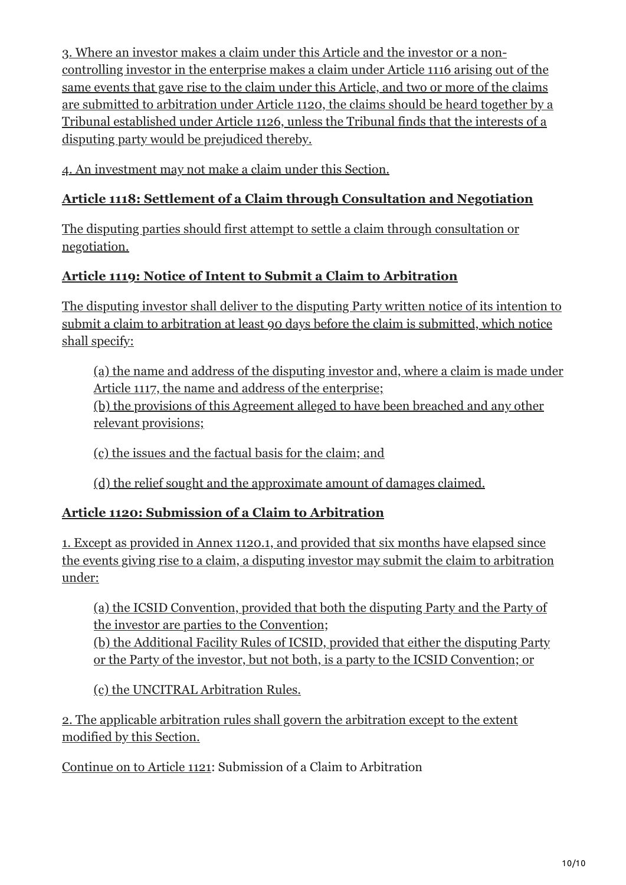3. Where an investor makes a claim under this Article and the investor or a non-controlling investor in the enterprise makes a claim under Article 1116 arising out of the same events that gave rise to the claim under this Article, and two or more of the claims are submitted to arbitration under Article 1120, the claims should be heard together by a Tribunal established under Article 1126, unless the Tribunal finds that the interests of a disputing party would be prejudiced thereby.

4. An investment may not make a claim under this Section.

**Article 1118: Settlement of a Claim through Consultation and Negotiation**

The disputing parties should first attempt to settle a claim through consultation or negotiation.

**Article 1119: Notice of Intent to Submit a Claim to Arbitration**

The disputing investor shall deliver to the disputing Party written notice of its intention to submit a claim to arbitration at least 90 days before the claim is submitted, which notice shall specify:

(a) the name and address of the disputing investor and, where a claim is made under Article 1117, the name and address of the enterprise;

(b) the provisions of this Agreement alleged to have been breached and any other relevant provisions;

(c) the issues and the factual basis for the claim; and

(d) the relief sought and the approximate amount of damages claimed.

**Article 1120: Submission of a Claim to Arbitration**

1. Except as provided in Annex 1120.1, and provided that six months have elapsed since the events giving rise to a claim, a disputing investor may submit the claim to arbitration under:

(a) the ICSID Convention, provided that both the disputing Party and the Party of the investor are parties to the Convention;

(b) the Additional Facility Rules of ICSID, provided that either the disputing Party or the Party of the investor, but not both, is a party to the ICSID Convention; or

(c) the UNCITRAL Arbitration Rules.

2. The applicable arbitration rules shall govern the arbitration except to the extent modified by this Section.

Continue on to Article 1121: Submission of a Claim to Arbitration